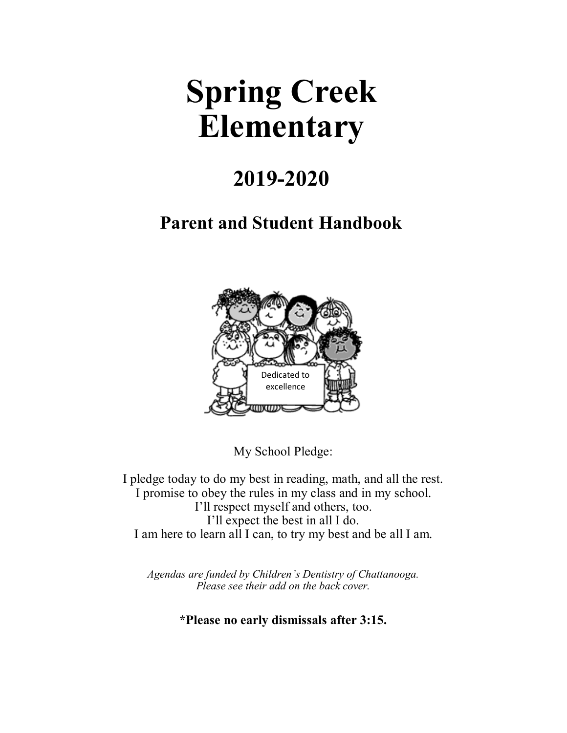# Spring Creek Elementary

## 2019-2020

### Parent and Student Handbook

My School Pledge:

I pledge today to do my best in reading, math, and all the rest.
I promise to obey the rules in my class and in my school.
I'll respect myself and others, too.
I'll expect the best in all I do.
I am here to learn all I can, to try my best and be all I am.

*Agendas are funded by Children's Dentistry of Chattanooga.*
*Please see their add on the back cover.*

**\*Please no early dismissals after 3:15.**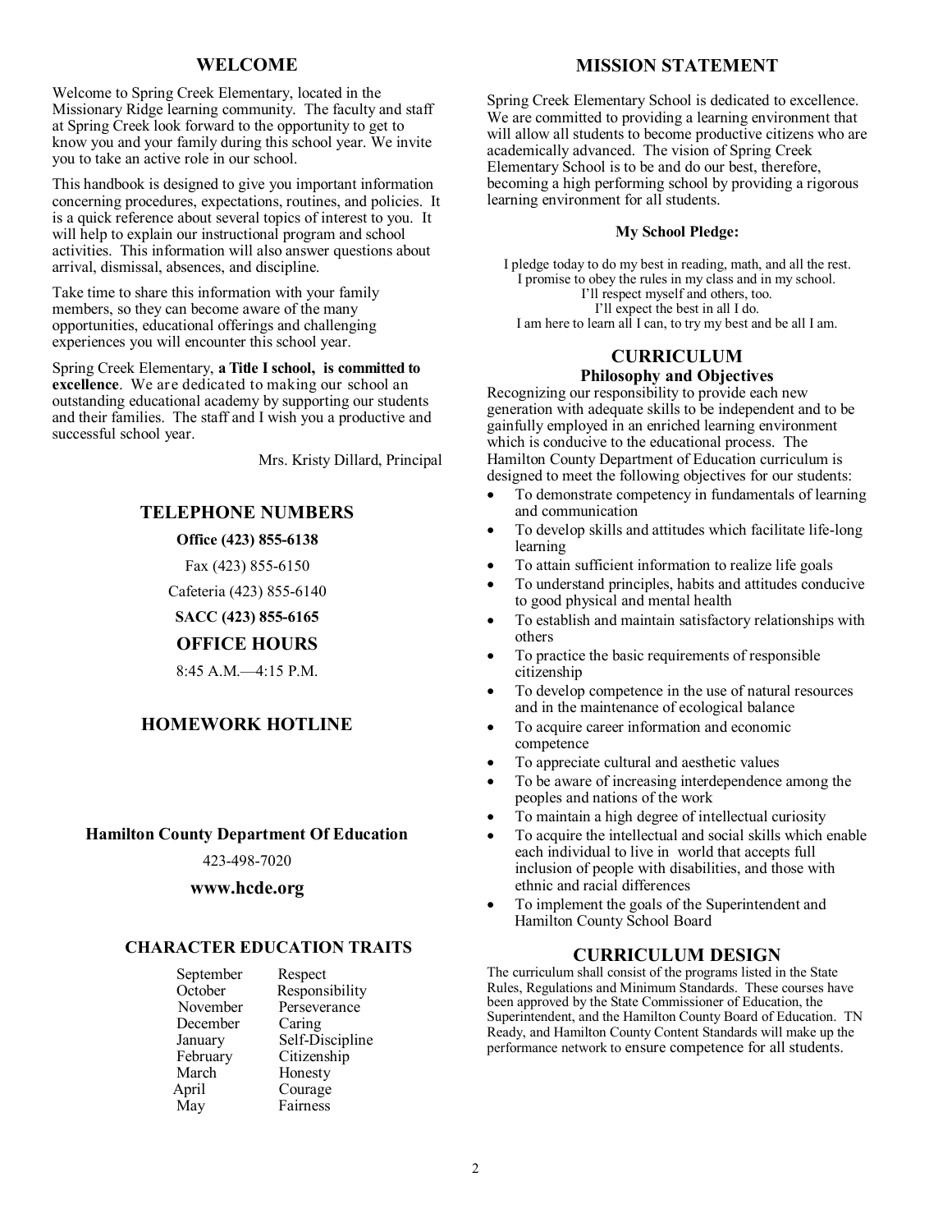## WELCOME

Welcome to Spring Creek Elementary, located in the Missionary Ridge learning community. The faculty and staff at Spring Creek look forward to the opportunity to get to know you and your family during this school year. We invite you to take an active role in our school.

This handbook is designed to give you important information concerning procedures, expectations, routines, and policies. It is a quick reference about several topics of interest to you. It will help to explain our instructional program and school activities. This information will also answer questions about arrival, dismissal, absences, and discipline.

Take time to share this information with your family members, so they can become aware of the many opportunities, educational offerings and challenging experiences you will encounter this school year.

Spring Creek Elementary, **a Title I school, is committed to excellence**. We are dedicated to making our school an outstanding educational academy by supporting our students and their families. The staff and I wish you a productive and successful school year.

Mrs. Kristy Dillard, Principal

## TELEPHONE NUMBERS

**Office (423) 855-6138**

Fax (423) 855-6150

Cafeteria (423) 855-6140

**SACC (423) 855-6165**

## OFFICE HOURS

8:45 A.M.—4:15 P.M.

## HOMEWORK HOTLINE

**Hamilton County Department Of Education**

423-498-7020

**www.hcde.org**

## CHARACTER EDUCATION TRAITS

| Month | Trait |
|---|---|
| September | Respect |
| October | Responsibility |
| November | Perseverance |
| December | Caring |
| January | Self-Discipline |
| February | Citizenship |
| March | Honesty |
| April | Courage |
| May | Fairness |

## MISSION STATEMENT

Spring Creek Elementary School is dedicated to excellence. We are committed to providing a learning environment that will allow all students to become productive citizens who are academically advanced. The vision of Spring Creek Elementary School is to be and do our best, therefore, becoming a high performing school by providing a rigorous learning environment for all students.

**My School Pledge:**

I pledge today to do my best in reading, math, and all the rest.
I promise to obey the rules in my class and in my school.
I'll respect myself and others, too.
I'll expect the best in all I do.
I am here to learn all I can, to try my best and be all I am.

## CURRICULUM

### Philosophy and Objectives

Recognizing our responsibility to provide each new generation with adequate skills to be independent and to be gainfully employed in an enriched learning environment which is conducive to the educational process. The Hamilton County Department of Education curriculum is designed to meet the following objectives for our students:

- To demonstrate competency in fundamentals of learning and communication
- To develop skills and attitudes which facilitate life-long learning
- To attain sufficient information to realize life goals
- To understand principles, habits and attitudes conducive to good physical and mental health
- To establish and maintain satisfactory relationships with others
- To practice the basic requirements of responsible citizenship
- To develop competence in the use of natural resources and in the maintenance of ecological balance
- To acquire career information and economic competence
- To appreciate cultural and aesthetic values
- To be aware of increasing interdependence among the peoples and nations of the work
- To maintain a high degree of intellectual curiosity
- To acquire the intellectual and social skills which enable each individual to live in world that accepts full inclusion of people with disabilities, and those with ethnic and racial differences
- To implement the goals of the Superintendent and Hamilton County School Board

## CURRICULUM DESIGN

The curriculum shall consist of the programs listed in the State Rules, Regulations and Minimum Standards. These courses have been approved by the State Commissioner of Education, the Superintendent, and the Hamilton County Board of Education. TN Ready, and Hamilton County Content Standards will make up the performance network to ensure competence for all students.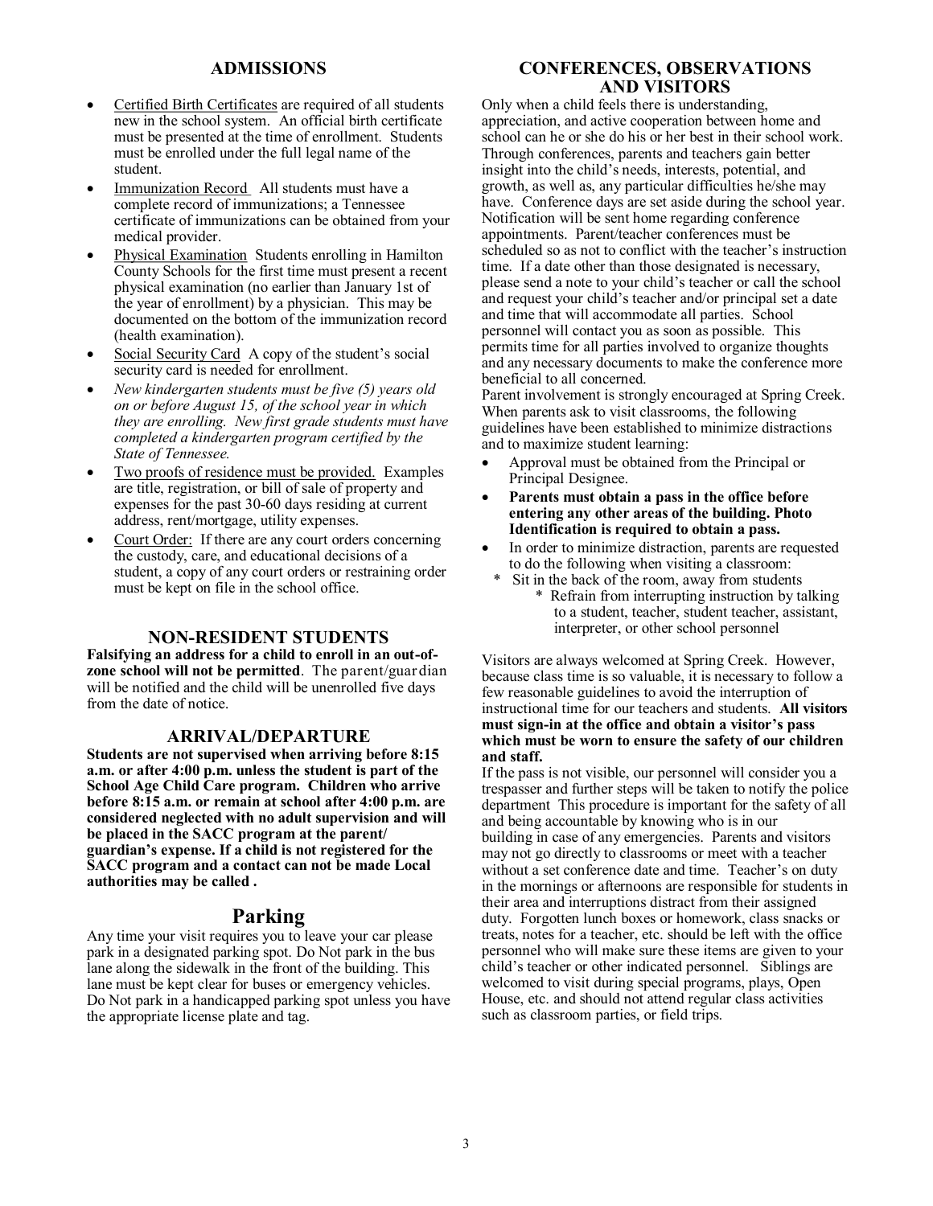## ADMISSIONS

- Certified Birth Certificates are required of all students new in the school system. An official birth certificate must be presented at the time of enrollment. Students must be enrolled under the full legal name of the student.
- Immunization Record All students must have a complete record of immunizations; a Tennessee certificate of immunizations can be obtained from your medical provider.
- Physical Examination Students enrolling in Hamilton County Schools for the first time must present a recent physical examination (no earlier than January 1st of the year of enrollment) by a physician. This may be documented on the bottom of the immunization record (health examination).
- Social Security Card A copy of the student's social security card is needed for enrollment.
- *New kindergarten students must be five (5) years old on or before August 15, of the school year in which they are enrolling. New first grade students must have completed a kindergarten program certified by the State of Tennessee.*
- Two proofs of residence must be provided. Examples are title, registration, or bill of sale of property and expenses for the past 30-60 days residing at current address, rent/mortgage, utility expenses.
- Court Order: If there are any court orders concerning the custody, care, and educational decisions of a student, a copy of any court orders or restraining order must be kept on file in the school office.

## NON-RESIDENT STUDENTS

**Falsifying an address for a child to enroll in an out-of-zone school will not be permitted**. The parent/guardian will be notified and the child will be unenrolled five days from the date of notice.

## ARRIVAL/DEPARTURE

**Students are not supervised when arriving before 8:15 a.m. or after 4:00 p.m. unless the student is part of the School Age Child Care program. Children who arrive before 8:15 a.m. or remain at school after 4:00 p.m. are considered neglected with no adult supervision and will be placed in the SACC program at the parent/ guardian's expense. If a child is not registered for the SACC program and a contact can not be made Local authorities may be called .**

## Parking

Any time your visit requires you to leave your car please park in a designated parking spot. Do Not park in the bus lane along the sidewalk in the front of the building. This lane must be kept clear for buses or emergency vehicles. Do Not park in a handicapped parking spot unless you have the appropriate license plate and tag.

## CONFERENCES, OBSERVATIONS AND VISITORS

Only when a child feels there is understanding, appreciation, and active cooperation between home and school can he or she do his or her best in their school work. Through conferences, parents and teachers gain better insight into the child's needs, interests, potential, and growth, as well as, any particular difficulties he/she may have. Conference days are set aside during the school year. Notification will be sent home regarding conference appointments. Parent/teacher conferences must be scheduled so as not to conflict with the teacher's instruction time. If a date other than those designated is necessary, please send a note to your child's teacher or call the school and request your child's teacher and/or principal set a date and time that will accommodate all parties. School personnel will contact you as soon as possible. This permits time for all parties involved to organize thoughts and any necessary documents to make the conference more beneficial to all concerned.

Parent involvement is strongly encouraged at Spring Creek. When parents ask to visit classrooms, the following guidelines have been established to minimize distractions and to maximize student learning:

- Approval must be obtained from the Principal or Principal Designee.
- **Parents must obtain a pass in the office before entering any other areas of the building. Photo Identification is required to obtain a pass.**
- In order to minimize distraction, parents are requested to do the following when visiting a classroom:
  - Sit in the back of the room, away from students
  - Refrain from interrupting instruction by talking to a student, teacher, student teacher, assistant, interpreter, or other school personnel

Visitors are always welcomed at Spring Creek. However, because class time is so valuable, it is necessary to follow a few reasonable guidelines to avoid the interruption of instructional time for our teachers and students. **All visitors must sign-in at the office and obtain a visitor's pass which must be worn to ensure the safety of our children and staff.**

If the pass is not visible, our personnel will consider you a trespasser and further steps will be taken to notify the police department This procedure is important for the safety of all and being accountable by knowing who is in our building in case of any emergencies. Parents and visitors may not go directly to classrooms or meet with a teacher without a set conference date and time. Teacher's on duty in the mornings or afternoons are responsible for students in their area and interruptions distract from their assigned duty. Forgotten lunch boxes or homework, class snacks or treats, notes for a teacher, etc. should be left with the office personnel who will make sure these items are given to your child's teacher or other indicated personnel. Siblings are welcomed to visit during special programs, plays, Open House, etc. and should not attend regular class activities such as classroom parties, or field trips.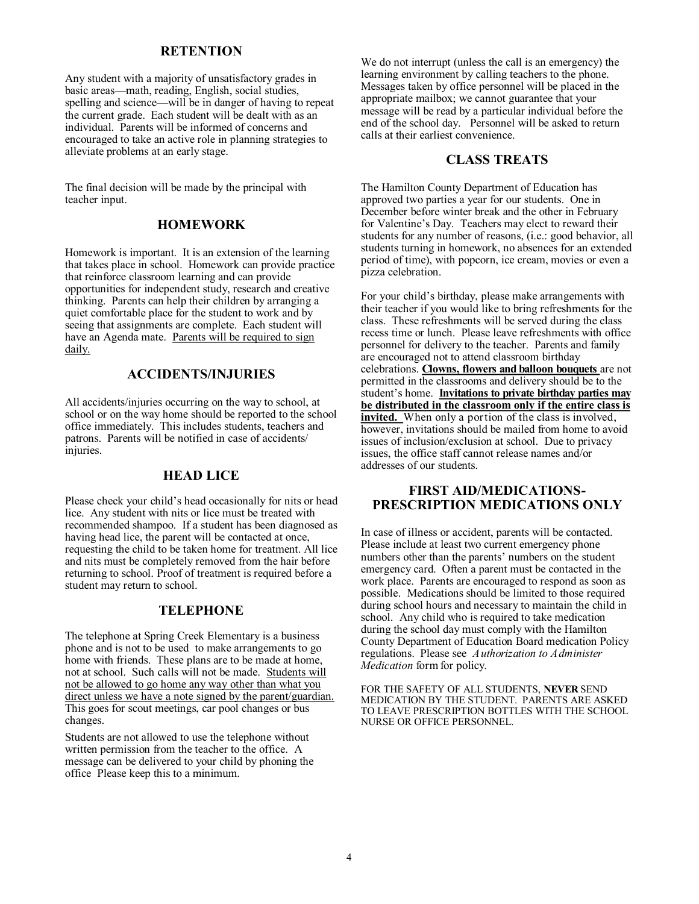## RETENTION

Any student with a majority of unsatisfactory grades in basic areas—math, reading, English, social studies, spelling and science—will be in danger of having to repeat the current grade. Each student will be dealt with as an individual. Parents will be informed of concerns and encouraged to take an active role in planning strategies to alleviate problems at an early stage.

The final decision will be made by the principal with teacher input.

## HOMEWORK

Homework is important. It is an extension of the learning that takes place in school. Homework can provide practice that reinforce classroom learning and can provide opportunities for independent study, research and creative thinking. Parents can help their children by arranging a quiet comfortable place for the student to work and by seeing that assignments are complete. Each student will have an Agenda mate. <u>Parents will be required to sign daily.</u>

## ACCIDENTS/INJURIES

All accidents/injuries occurring on the way to school, at school or on the way home should be reported to the school office immediately. This includes students, teachers and patrons. Parents will be notified in case of accidents/ injuries.

## HEAD LICE

Please check your child's head occasionally for nits or head lice. Any student with nits or lice must be treated with recommended shampoo. If a student has been diagnosed as having head lice, the parent will be contacted at once, requesting the child to be taken home for treatment. All lice and nits must be completely removed from the hair before returning to school. Proof of treatment is required before a student may return to school.

## TELEPHONE

The telephone at Spring Creek Elementary is a business phone and is not to be used to make arrangements to go home with friends. These plans are to be made at home, not at school. Such calls will not be made. <u>Students will not be allowed to go home any way other than what you direct unless we have a note signed by the parent/guardian.</u> This goes for scout meetings, car pool changes or bus changes.

Students are not allowed to use the telephone without written permission from the teacher to the office. A message can be delivered to your child by phoning the office Please keep this to a minimum.

We do not interrupt (unless the call is an emergency) the learning environment by calling teachers to the phone. Messages taken by office personnel will be placed in the appropriate mailbox; we cannot guarantee that your message will be read by a particular individual before the end of the school day. Personnel will be asked to return calls at their earliest convenience.

## CLASS TREATS

The Hamilton County Department of Education has approved two parties a year for our students. One in December before winter break and the other in February for Valentine's Day. Teachers may elect to reward their students for any number of reasons, (i.e.: good behavior, all students turning in homework, no absences for an extended period of time), with popcorn, ice cream, movies or even a pizza celebration.

For your child's birthday, please make arrangements with their teacher if you would like to bring refreshments for the class. These refreshments will be served during the class recess time or lunch. Please leave refreshments with office personnel for delivery to the teacher. Parents and family are encouraged not to attend classroom birthday celebrations. <u>**Clowns, flowers and balloon bouquets**</u> are not permitted in the classrooms and delivery should be to the student's home. <u>**Invitations to private birthday parties may be distributed in the classroom only if the entire class is invited.**</u> When only a portion of the class is involved, however, invitations should be mailed from home to avoid issues of inclusion/exclusion at school. Due to privacy issues, the office staff cannot release names and/or addresses of our students.

## FIRST AID/MEDICATIONS- PRESCRIPTION MEDICATIONS ONLY

In case of illness or accident, parents will be contacted. Please include at least two current emergency phone numbers other than the parents' numbers on the student emergency card. Often a parent must be contacted in the work place. Parents are encouraged to respond as soon as possible. Medications should be limited to those required during school hours and necessary to maintain the child in school. Any child who is required to take medication during the school day must comply with the Hamilton County Department of Education Board medication Policy regulations. Please see *Authorization to Administer Medication* form for policy.

FOR THE SAFETY OF ALL STUDENTS, **NEVER** SEND MEDICATION BY THE STUDENT. PARENTS ARE ASKED TO LEAVE PRESCRIPTION BOTTLES WITH THE SCHOOL NURSE OR OFFICE PERSONNEL.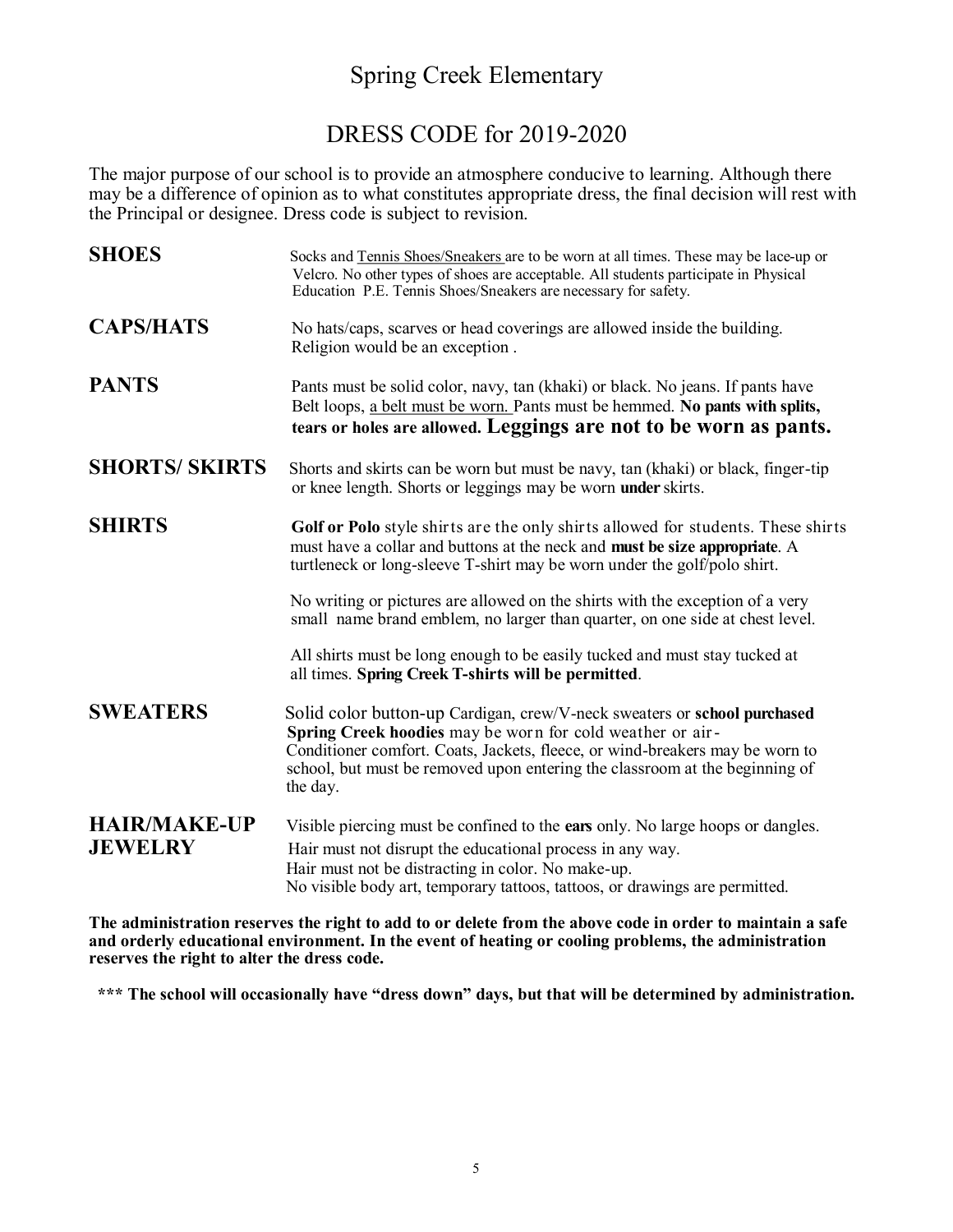# Spring Creek Elementary

## DRESS CODE for 2019-2020

The major purpose of our school is to provide an atmosphere conducive to learning. Although there may be a difference of opinion as to what constitutes appropriate dress, the final decision will rest with the Principal or designee. Dress code is subject to revision.

| | |
|---|---|
| **SHOES** | Socks and <u>Tennis Shoes/Sneakers</u> are to be worn at all times. These may be lace-up or Velcro. No other types of shoes are acceptable. All students participate in Physical Education P.E. Tennis Shoes/Sneakers are necessary for safety. |
| **CAPS/HATS** | No hats/caps, scarves or head coverings are allowed inside the building. Religion would be an exception . |
| **PANTS** | Pants must be solid color, navy, tan (khaki) or black. No jeans. If pants have Belt loops, <u>a belt must be worn.</u> Pants must be hemmed. **No pants with splits, tears or holes are allowed. Leggings are not to be worn as pants.** |
| **SHORTS/ SKIRTS** | Shorts and skirts can be worn but must be navy, tan (khaki) or black, finger-tip or knee length. Shorts or leggings may be worn **under** skirts. |
| **SHIRTS** | **Golf or Polo** style shirts are the only shirts allowed for students. These shirts must have a collar and buttons at the neck and **must be size appropriate**. A turtleneck or long-sleeve T-shirt may be worn under the golf/polo shirt.<br><br>No writing or pictures are allowed on the shirts with the exception of a very small name brand emblem, no larger than quarter, on one side at chest level.<br><br>All shirts must be long enough to be easily tucked and must stay tucked at all times. **Spring Creek T-shirts will be permitted**. |
| **SWEATERS** | Solid color button-up Cardigan, crew/V-neck sweaters or **school purchased Spring Creek hoodies** may be worn for cold weather or air-Conditioner comfort. Coats, Jackets, fleece, or wind-breakers may be worn to school, but must be removed upon entering the classroom at the beginning of the day. |
| **HAIR/MAKE-UP JEWELRY** | Visible piercing must be confined to the **ears** only. No large hoops or dangles.<br>Hair must not disrupt the educational process in any way.<br>Hair must not be distracting in color. No make-up.<br>No visible body art, temporary tattoos, tattoos, or drawings are permitted. |

**The administration reserves the right to add to or delete from the above code in order to maintain a safe and orderly educational environment. In the event of heating or cooling problems, the administration reserves the right to alter the dress code.**

**\*\*\* The school will occasionally have "dress down" days, but that will be determined by administration.**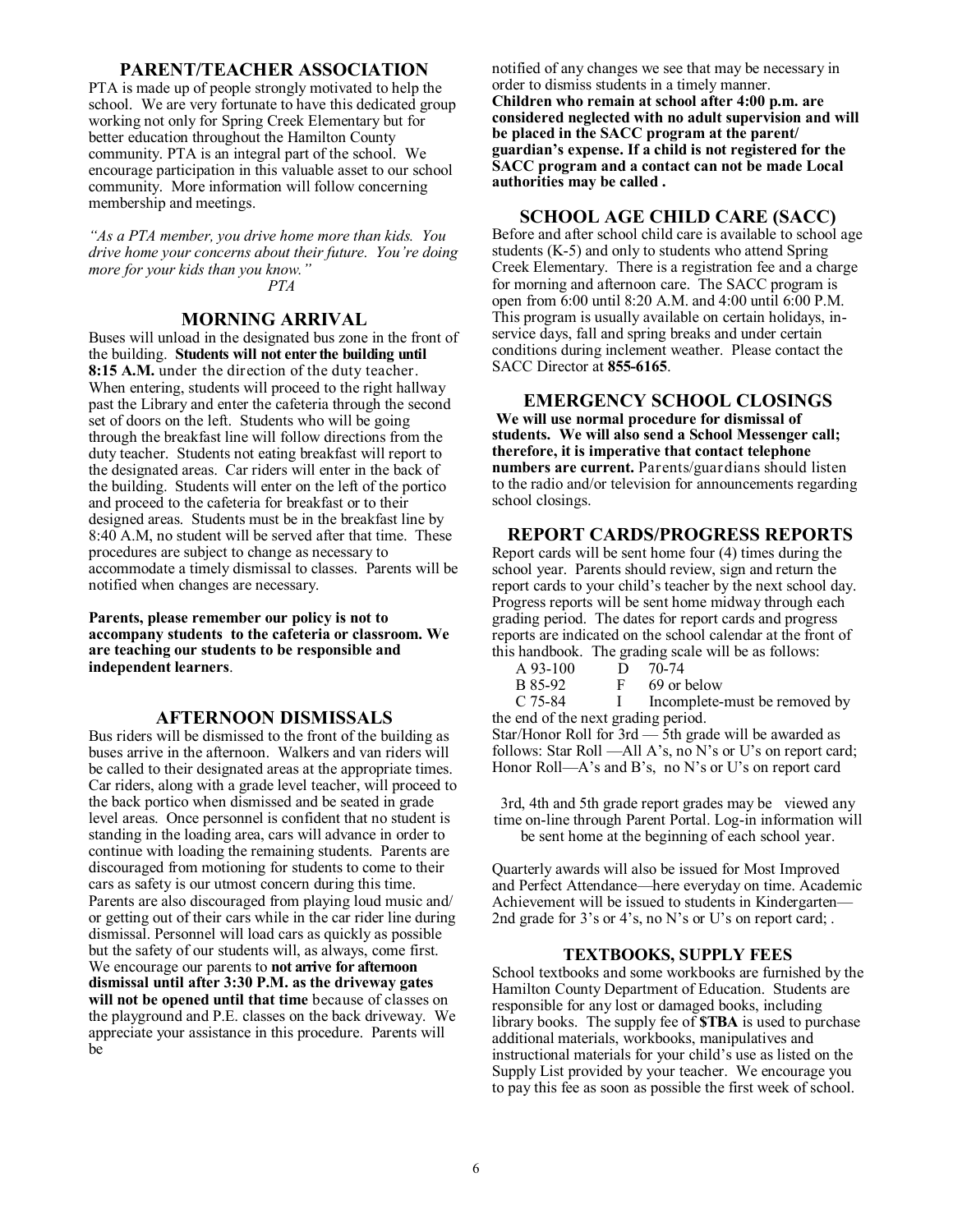## PARENT/TEACHER ASSOCIATION

PTA is made up of people strongly motivated to help the school. We are very fortunate to have this dedicated group working not only for Spring Creek Elementary but for better education throughout the Hamilton County community. PTA is an integral part of the school. We encourage participation in this valuable asset to our school community. More information will follow concerning membership and meetings.

*"As a PTA member, you drive home more than kids. You drive home your concerns about their future. You're doing more for your kids than you know."*

*PTA*

## MORNING ARRIVAL

Buses will unload in the designated bus zone in the front of the building. **Students will not enter the building until 8:15 A.M.** under the direction of the duty teacher. When entering, students will proceed to the right hallway past the Library and enter the cafeteria through the second set of doors on the left. Students who will be going through the breakfast line will follow directions from the duty teacher. Students not eating breakfast will report to the designated areas. Car riders will enter in the back of the building. Students will enter on the left of the portico and proceed to the cafeteria for breakfast or to their designed areas. Students must be in the breakfast line by 8:40 A.M, no student will be served after that time. These procedures are subject to change as necessary to accommodate a timely dismissal to classes. Parents will be notified when changes are necessary.

**Parents, please remember our policy is not to accompany students to the cafeteria or classroom. We are teaching our students to be responsible and independent learners**.

## AFTERNOON DISMISSALS

Bus riders will be dismissed to the front of the building as buses arrive in the afternoon. Walkers and van riders will be called to their designated areas at the appropriate times. Car riders, along with a grade level teacher, will proceed to the back portico when dismissed and be seated in grade level areas. Once personnel is confident that no student is standing in the loading area, cars will advance in order to continue with loading the remaining students. Parents are discouraged from motioning for students to come to their cars as safety is our utmost concern during this time. Parents are also discouraged from playing loud music and/ or getting out of their cars while in the car rider line during dismissal. Personnel will load cars as quickly as possible but the safety of our students will, as always, come first. We encourage our parents to **not arrive for afternoon dismissal until after 3:30 P.M. as the driveway gates will not be opened until that time** because of classes on the playground and P.E. classes on the back driveway. We appreciate your assistance in this procedure. Parents will be notified of any changes we see that may be necessary in order to dismiss students in a timely manner.

**Children who remain at school after 4:00 p.m. are considered neglected with no adult supervision and will be placed in the SACC program at the parent/ guardian's expense. If a child is not registered for the SACC program and a contact can not be made Local authorities may be called .**

## SCHOOL AGE CHILD CARE (SACC)

Before and after school child care is available to school age students (K-5) and only to students who attend Spring Creek Elementary. There is a registration fee and a charge for morning and afternoon care. The SACC program is open from 6:00 until 8:20 A.M. and 4:00 until 6:00 P.M. This program is usually available on certain holidays, in-service days, fall and spring breaks and under certain conditions during inclement weather. Please contact the SACC Director at **855-6165**.

## EMERGENCY SCHOOL CLOSINGS

**We will use normal procedure for dismissal of students. We will also send a School Messenger call; therefore, it is imperative that contact telephone numbers are current.** Parents/guardians should listen to the radio and/or television for announcements regarding school closings.

## REPORT CARDS/PROGRESS REPORTS

Report cards will be sent home four (4) times during the school year. Parents should review, sign and return the report cards to your child's teacher by the next school day. Progress reports will be sent home midway through each grading period. The dates for report cards and progress reports are indicated on the school calendar at the front of this handbook. The grading scale will be as follows:

| | | | |
|---|---|---|---|
| A | 93-100 | D | 70-74 |
| B | 85-92 | F | 69 or below |
| C | 75-84 | I | Incomplete-must be removed by the end of the next grading period. |

Star/Honor Roll for 3rd — 5th grade will be awarded as follows: Star Roll —All A's, no N's or U's on report card; Honor Roll—A's and B's, no N's or U's on report card

3rd, 4th and 5th grade report grades may be viewed any time on-line through Parent Portal. Log-in information will be sent home at the beginning of each school year.

Quarterly awards will also be issued for Most Improved and Perfect Attendance—here everyday on time. Academic Achievement will be issued to students in Kindergarten—2nd grade for 3's or 4's, no N's or U's on report card; .

## TEXTBOOKS, SUPPLY FEES

School textbooks and some workbooks are furnished by the Hamilton County Department of Education. Students are responsible for any lost or damaged books, including library books. The supply fee of **$TBA** is used to purchase additional materials, workbooks, manipulatives and instructional materials for your child's use as listed on the Supply List provided by your teacher. We encourage you to pay this fee as soon as possible the first week of school.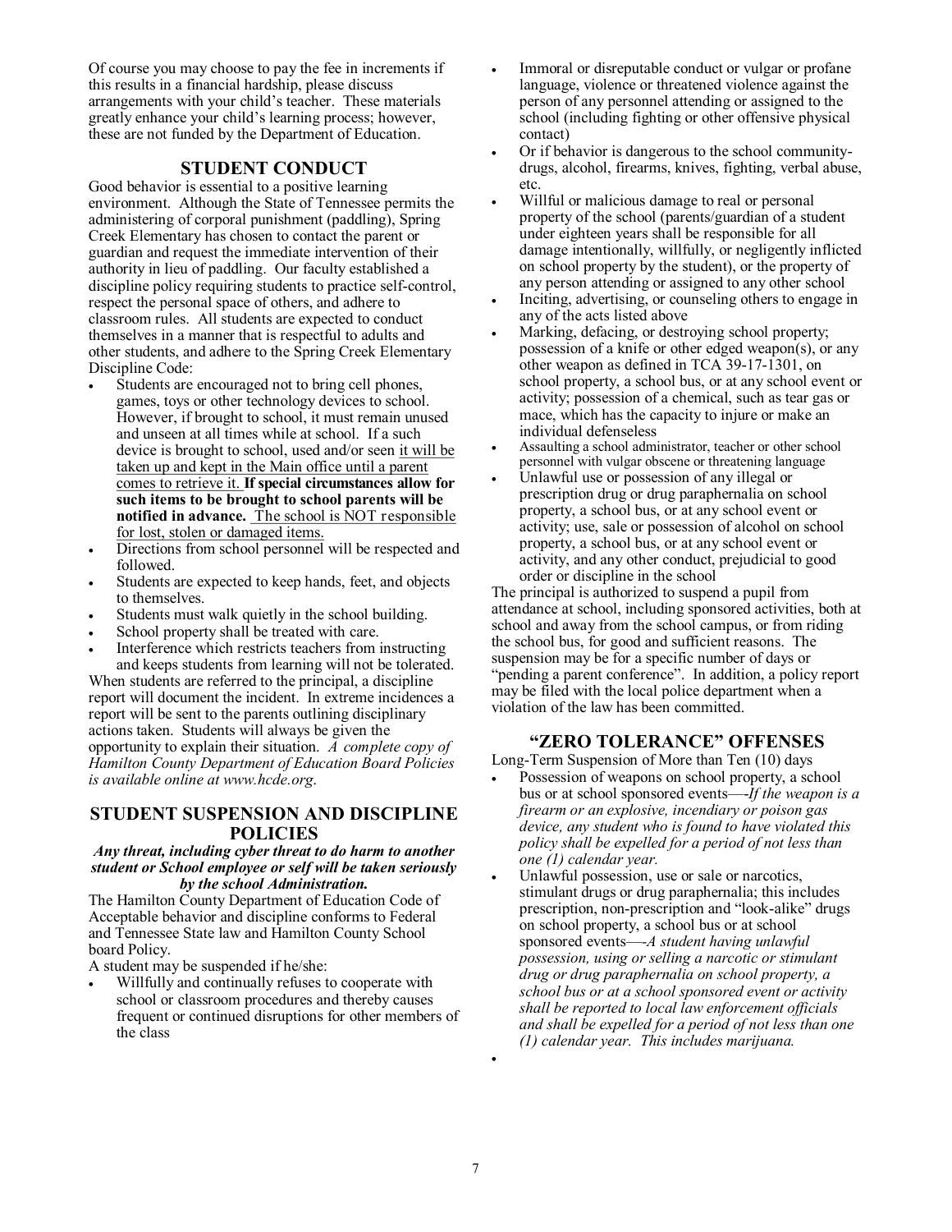Of course you may choose to pay the fee in increments if this results in a financial hardship, please discuss arrangements with your child's teacher. These materials greatly enhance your child's learning process; however, these are not funded by the Department of Education.

## STUDENT CONDUCT

Good behavior is essential to a positive learning environment. Although the State of Tennessee permits the administering of corporal punishment (paddling), Spring Creek Elementary has chosen to contact the parent or guardian and request the immediate intervention of their authority in lieu of paddling. Our faculty established a discipline policy requiring students to practice self-control, respect the personal space of others, and adhere to classroom rules. All students are expected to conduct themselves in a manner that is respectful to adults and other students, and adhere to the Spring Creek Elementary Discipline Code:

- Students are encouraged not to bring cell phones, games, toys or other technology devices to school. However, if brought to school, it must remain unused and unseen at all times while at school. If a such device is brought to school, used and/or seen it will be taken up and kept in the Main office until a parent comes to retrieve it. **If special circumstances allow for such items to be brought to school parents will be notified in advance.** The school is NOT responsible for lost, stolen or damaged items.
- Directions from school personnel will be respected and followed.
- Students are expected to keep hands, feet, and objects to themselves.
- Students must walk quietly in the school building.
- School property shall be treated with care.
- Interference which restricts teachers from instructing and keeps students from learning will not be tolerated.

When students are referred to the principal, a discipline report will document the incident. In extreme incidences a report will be sent to the parents outlining disciplinary actions taken. Students will always be given the opportunity to explain their situation. *A complete copy of Hamilton County Department of Education Board Policies is available online at www.hcde.org.*

## STUDENT SUSPENSION AND DISCIPLINE POLICIES

***Any threat, including cyber threat to do harm to another student or School employee or self will be taken seriously by the school Administration.***

The Hamilton County Department of Education Code of Acceptable behavior and discipline conforms to Federal and Tennessee State law and Hamilton County School board Policy.

A student may be suspended if he/she:

- Willfully and continually refuses to cooperate with school or classroom procedures and thereby causes frequent or continued disruptions for other members of the class
- Immoral or disreputable conduct or vulgar or profane language, violence or threatened violence against the person of any personnel attending or assigned to the school (including fighting or other offensive physical contact)
- Or if behavior is dangerous to the school community- drugs, alcohol, firearms, knives, fighting, verbal abuse, etc.
- Willful or malicious damage to real or personal property of the school (parents/guardian of a student under eighteen years shall be responsible for all damage intentionally, willfully, or negligently inflicted on school property by the student), or the property of any person attending or assigned to any other school
- Inciting, advertising, or counseling others to engage in any of the acts listed above
- Marking, defacing, or destroying school property; possession of a knife or other edged weapon(s), or any other weapon as defined in TCA 39-17-1301, on school property, a school bus, or at any school event or activity; possession of a chemical, such as tear gas or mace, which has the capacity to injure or make an individual defenseless
- Assaulting a school administrator, teacher or other school personnel with vulgar obscene or threatening language
- Unlawful use or possession of any illegal or prescription drug or drug paraphernalia on school property, a school bus, or at any school event or activity; use, sale or possession of alcohol on school property, a school bus, or at any school event or activity, and any other conduct, prejudicial to good order or discipline in the school

The principal is authorized to suspend a pupil from attendance at school, including sponsored activities, both at school and away from the school campus, or from riding the school bus, for good and sufficient reasons. The suspension may be for a specific number of days or "pending a parent conference". In addition, a policy report may be filed with the local police department when a violation of the law has been committed.

## "ZERO TOLERANCE" OFFENSES

Long-Term Suspension of More than Ten (10) days

- Possession of weapons on school property, a school bus or at school sponsored events—-*If the weapon is a firearm or an explosive, incendiary or poison gas device, any student who is found to have violated this policy shall be expelled for a period of not less than one (1) calendar year.*
- Unlawful possession, use or sale or narcotics, stimulant drugs or drug paraphernalia; this includes prescription, non-prescription and "look-alike" drugs on school property, a school bus or at school sponsored events—-*A student having unlawful possession, using or selling a narcotic or stimulant drug or drug paraphernalia on school property, a school bus or at a school sponsored event or activity shall be reported to local law enforcement officials and shall be expelled for a period of not less than one (1) calendar year. This includes marijuana.*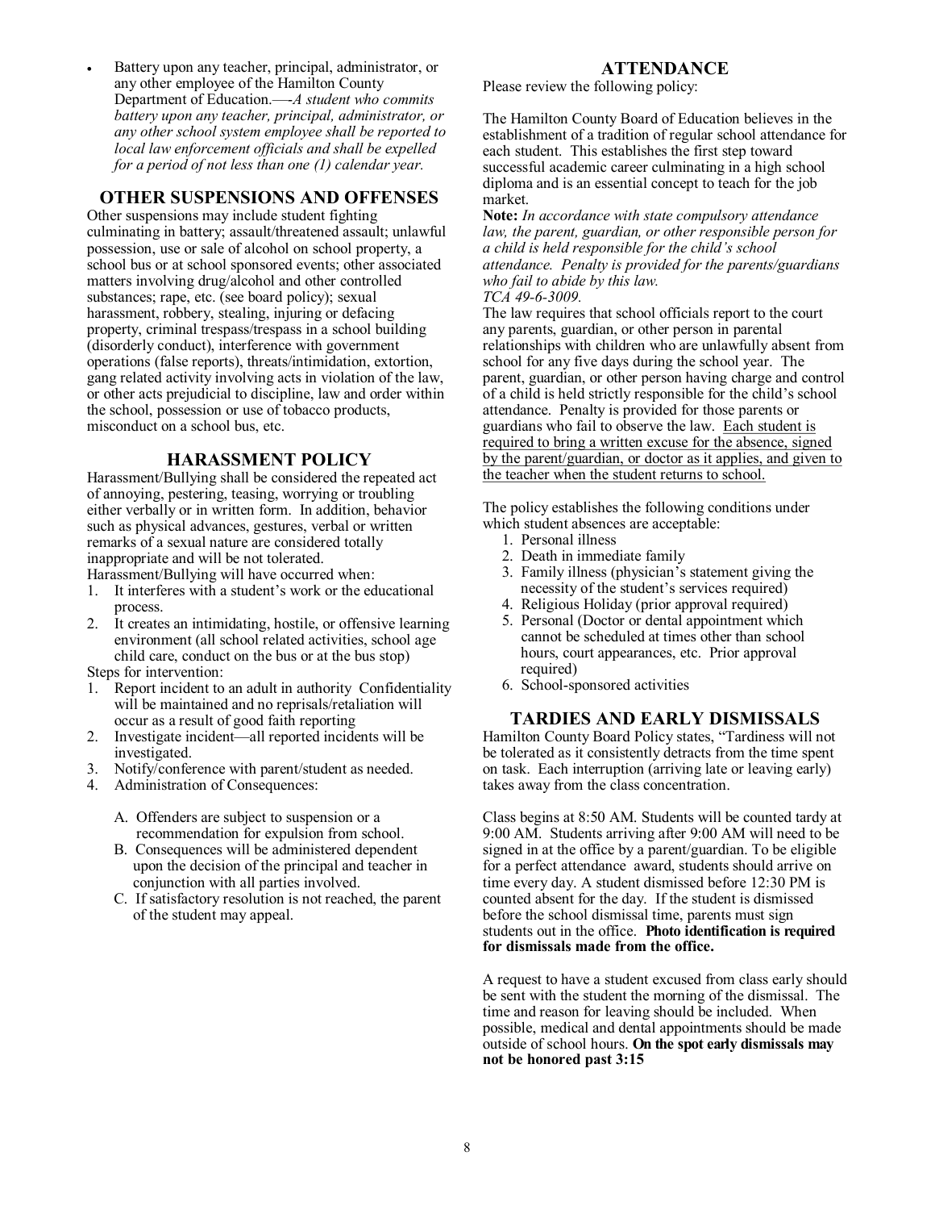- Battery upon any teacher, principal, administrator, or any other employee of the Hamilton County Department of Education.—-*A student who commits battery upon any teacher, principal, administrator, or any other school system employee shall be reported to local law enforcement officials and shall be expelled for a period of not less than one (1) calendar year.*

## OTHER SUSPENSIONS AND OFFENSES

Other suspensions may include student fighting culminating in battery; assault/threatened assault; unlawful possession, use or sale of alcohol on school property, a school bus or at school sponsored events; other associated matters involving drug/alcohol and other controlled substances; rape, etc. (see board policy); sexual harassment, robbery, stealing, injuring or defacing property, criminal trespass/trespass in a school building (disorderly conduct), interference with government operations (false reports), threats/intimidation, extortion, gang related activity involving acts in violation of the law, or other acts prejudicial to discipline, law and order within the school, possession or use of tobacco products, misconduct on a school bus, etc.

## HARASSMENT POLICY

Harassment/Bullying shall be considered the repeated act of annoying, pestering, teasing, worrying or troubling either verbally or in written form. In addition, behavior such as physical advances, gestures, verbal or written remarks of a sexual nature are considered totally inappropriate and will be not tolerated.

Harassment/Bullying will have occurred when:

1. It interferes with a student's work or the educational process.
2. It creates an intimidating, hostile, or offensive learning environment (all school related activities, school age child care, conduct on the bus or at the bus stop)

Steps for intervention:

1. Report incident to an adult in authority Confidentiality will be maintained and no reprisals/retaliation will occur as a result of good faith reporting
2. Investigate incident—all reported incidents will be investigated.
3. Notify/conference with parent/student as needed.
4. Administration of Consequences:

   A. Offenders are subject to suspension or a recommendation for expulsion from school.

   B. Consequences will be administered dependent upon the decision of the principal and teacher in conjunction with all parties involved.

   C. If satisfactory resolution is not reached, the parent of the student may appeal.

## ATTENDANCE

Please review the following policy:

The Hamilton County Board of Education believes in the establishment of a tradition of regular school attendance for each student. This establishes the first step toward successful academic career culminating in a high school diploma and is an essential concept to teach for the job market.

**Note:** *In accordance with state compulsory attendance law, the parent, guardian, or other responsible person for a child is held responsible for the child's school attendance. Penalty is provided for the parents/guardians who fail to abide by this law.*
*TCA 49-6-3009.*

The law requires that school officials report to the court any parents, guardian, or other person in parental relationships with children who are unlawfully absent from school for any five days during the school year. The parent, guardian, or other person having charge and control of a child is held strictly responsible for the child's school attendance. Penalty is provided for those parents or guardians who fail to observe the law. <u>Each student is required to bring a written excuse for the absence, signed by the parent/guardian, or doctor as it applies, and given to the teacher when the student returns to school.</u>

The policy establishes the following conditions under which student absences are acceptable:

1. Personal illness
2. Death in immediate family
3. Family illness (physician's statement giving the necessity of the student's services required)
4. Religious Holiday (prior approval required)
5. Personal (Doctor or dental appointment which cannot be scheduled at times other than school hours, court appearances, etc. Prior approval required)
6. School-sponsored activities

## TARDIES AND EARLY DISMISSALS

Hamilton County Board Policy states, "Tardiness will not be tolerated as it consistently detracts from the time spent on task. Each interruption (arriving late or leaving early) takes away from the class concentration.

Class begins at 8:50 AM. Students will be counted tardy at 9:00 AM. Students arriving after 9:00 AM will need to be signed in at the office by a parent/guardian. To be eligible for a perfect attendance award, students should arrive on time every day. A student dismissed before 12:30 PM is counted absent for the day. If the student is dismissed before the school dismissal time, parents must sign students out in the office. **Photo identification is required for dismissals made from the office.**

A request to have a student excused from class early should be sent with the student the morning of the dismissal. The time and reason for leaving should be included. When possible, medical and dental appointments should be made outside of school hours. **On the spot early dismissals may not be honored past 3:15**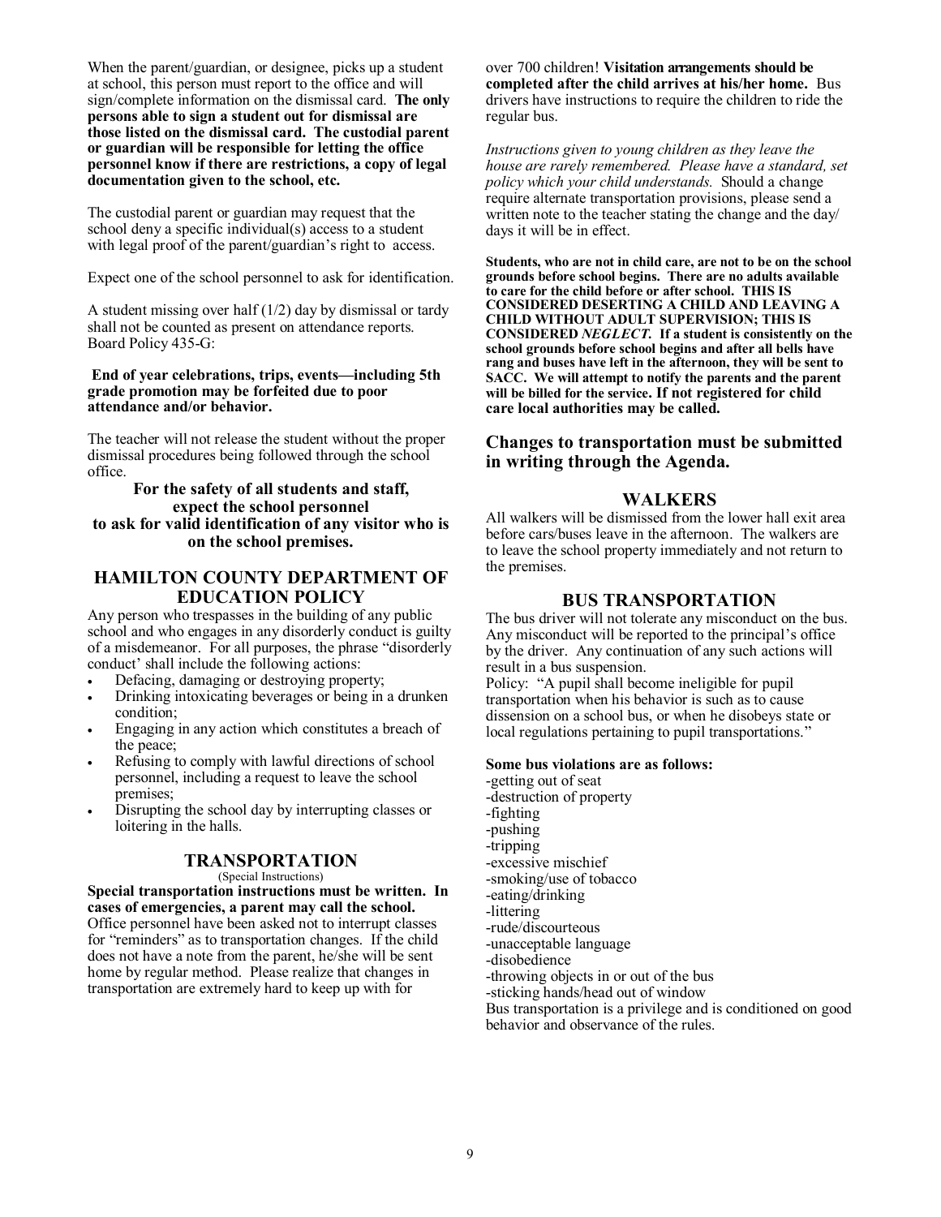When the parent/guardian, or designee, picks up a student at school, this person must report to the office and will sign/complete information on the dismissal card. **The only persons able to sign a student out for dismissal are those listed on the dismissal card. The custodial parent or guardian will be responsible for letting the office personnel know if there are restrictions, a copy of legal documentation given to the school, etc.**

The custodial parent or guardian may request that the school deny a specific individual(s) access to a student with legal proof of the parent/guardian's right to access.

Expect one of the school personnel to ask for identification.

A student missing over half (1/2) day by dismissal or tardy shall not be counted as present on attendance reports. Board Policy 435-G:

**End of year celebrations, trips, events—including 5th grade promotion may be forfeited due to poor attendance and/or behavior.**

The teacher will not release the student without the proper dismissal procedures being followed through the school office.

**For the safety of all students and staff, expect the school personnel to ask for valid identification of any visitor who is on the school premises.**

## HAMILTON COUNTY DEPARTMENT OF EDUCATION POLICY

Any person who trespasses in the building of any public school and who engages in any disorderly conduct is guilty of a misdemeanor. For all purposes, the phrase "disorderly conduct' shall include the following actions:

- Defacing, damaging or destroying property;
- Drinking intoxicating beverages or being in a drunken condition;
- Engaging in any action which constitutes a breach of the peace;
- Refusing to comply with lawful directions of school personnel, including a request to leave the school premises;
- Disrupting the school day by interrupting classes or loitering in the halls.

## TRANSPORTATION

(Special Instructions)

**Special transportation instructions must be written. In cases of emergencies, a parent may call the school.** Office personnel have been asked not to interrupt classes for "reminders" as to transportation changes. If the child does not have a note from the parent, he/she will be sent home by regular method. Please realize that changes in transportation are extremely hard to keep up with for over 700 children! **Visitation arrangements should be completed after the child arrives at his/her home.** Bus drivers have instructions to require the children to ride the regular bus.

*Instructions given to young children as they leave the house are rarely remembered. Please have a standard, set policy which your child understands.* Should a change require alternate transportation provisions, please send a written note to the teacher stating the change and the day/ days it will be in effect.

**Students, who are not in child care, are not to be on the school grounds before school begins. There are no adults available to care for the child before or after school. THIS IS CONSIDERED DESERTING A CHILD AND LEAVING A CHILD WITHOUT ADULT SUPERVISION; THIS IS CONSIDERED *NEGLECT*. If a student is consistently on the school grounds before school begins and after all bells have rang and buses have left in the afternoon, they will be sent to SACC. We will attempt to notify the parents and the parent will be billed for the service. If not registered for child care local authorities may be called.**

### Changes to transportation must be submitted in writing through the Agenda.

## WALKERS

All walkers will be dismissed from the lower hall exit area before cars/buses leave in the afternoon. The walkers are to leave the school property immediately and not return to the premises.

## BUS TRANSPORTATION

The bus driver will not tolerate any misconduct on the bus. Any misconduct will be reported to the principal's office by the driver. Any continuation of any such actions will result in a bus suspension.

Policy: "A pupil shall become ineligible for pupil transportation when his behavior is such as to cause dissension on a school bus, or when he disobeys state or local regulations pertaining to pupil transportations."

**Some bus violations are as follows:**

-getting out of seat
-destruction of property
-fighting
-pushing
-tripping
-excessive mischief
-smoking/use of tobacco
-eating/drinking
-littering
-rude/discourteous
-unacceptable language
-disobedience
-throwing objects in or out of the bus
-sticking hands/head out of window

Bus transportation is a privilege and is conditioned on good behavior and observance of the rules.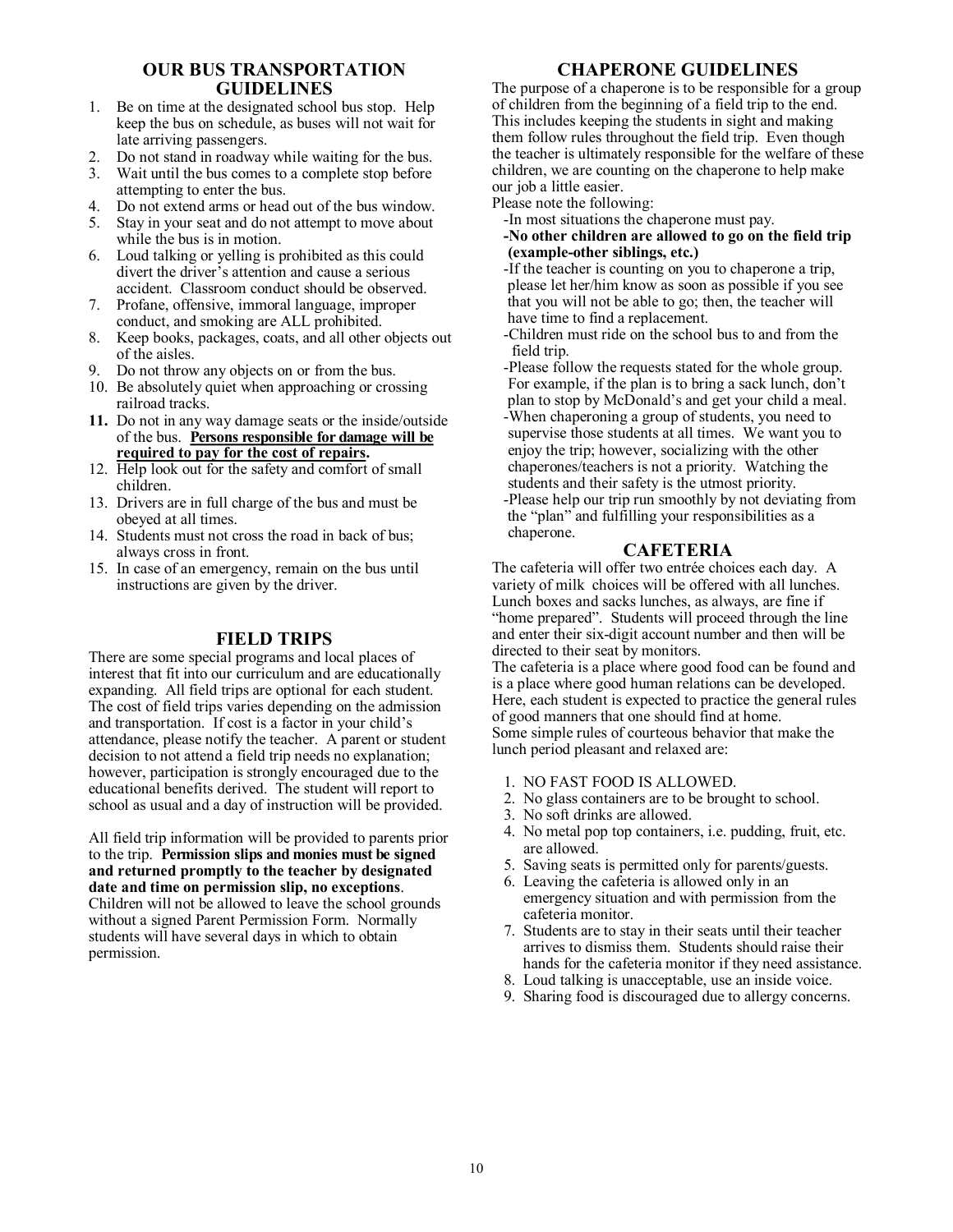## OUR BUS TRANSPORTATION GUIDELINES

1. Be on time at the designated school bus stop. Help keep the bus on schedule, as buses will not wait for late arriving passengers.
2. Do not stand in roadway while waiting for the bus.
3. Wait until the bus comes to a complete stop before attempting to enter the bus.
4. Do not extend arms or head out of the bus window.
5. Stay in your seat and do not attempt to move about while the bus is in motion.
6. Loud talking or yelling is prohibited as this could divert the driver's attention and cause a serious accident. Classroom conduct should be observed.
7. Profane, offensive, immoral language, improper conduct, and smoking are ALL prohibited.
8. Keep books, packages, coats, and all other objects out of the aisles.
9. Do not throw any objects on or from the bus.
10. Be absolutely quiet when approaching or crossing railroad tracks.
11. Do not in any way damage seats or the inside/outside of the bus. **Persons responsible for damage will be required to pay for the cost of repairs.**
12. Help look out for the safety and comfort of small children.
13. Drivers are in full charge of the bus and must be obeyed at all times.
14. Students must not cross the road in back of bus; always cross in front.
15. In case of an emergency, remain on the bus until instructions are given by the driver.

## FIELD TRIPS

There are some special programs and local places of interest that fit into our curriculum and are educationally expanding. All field trips are optional for each student. The cost of field trips varies depending on the admission and transportation. If cost is a factor in your child's attendance, please notify the teacher. A parent or student decision to not attend a field trip needs no explanation; however, participation is strongly encouraged due to the educational benefits derived. The student will report to school as usual and a day of instruction will be provided.

All field trip information will be provided to parents prior to the trip. **Permission slips and monies must be signed and returned promptly to the teacher by designated date and time on permission slip, no exceptions**. Children will not be allowed to leave the school grounds without a signed Parent Permission Form. Normally students will have several days in which to obtain permission.

## CHAPERONE GUIDELINES

The purpose of a chaperone is to be responsible for a group of children from the beginning of a field trip to the end. This includes keeping the students in sight and making them follow rules throughout the field trip. Even though the teacher is ultimately responsible for the welfare of these children, we are counting on the chaperone to help make our job a little easier.

Please note the following:

-In most situations the chaperone must pay.

**-No other children are allowed to go on the field trip (example-other siblings, etc.)**

-If the teacher is counting on you to chaperone a trip, please let her/him know as soon as possible if you see that you will not be able to go; then, the teacher will have time to find a replacement.

-Children must ride on the school bus to and from the field trip.

-Please follow the requests stated for the whole group. For example, if the plan is to bring a sack lunch, don't plan to stop by McDonald's and get your child a meal.

-When chaperoning a group of students, you need to supervise those students at all times. We want you to enjoy the trip; however, socializing with the other chaperones/teachers is not a priority. Watching the students and their safety is the utmost priority.

-Please help our trip run smoothly by not deviating from the "plan" and fulfilling your responsibilities as a chaperone.

## CAFETERIA

The cafeteria will offer two entrée choices each day. A variety of milk choices will be offered with all lunches. Lunch boxes and sacks lunches, as always, are fine if "home prepared". Students will proceed through the line and enter their six-digit account number and then will be directed to their seat by monitors.

The cafeteria is a place where good food can be found and is a place where good human relations can be developed. Here, each student is expected to practice the general rules of good manners that one should find at home.

Some simple rules of courteous behavior that make the lunch period pleasant and relaxed are:

1. NO FAST FOOD IS ALLOWED.
2. No glass containers are to be brought to school.
3. No soft drinks are allowed.
4. No metal pop top containers, i.e. pudding, fruit, etc. are allowed.
5. Saving seats is permitted only for parents/guests.
6. Leaving the cafeteria is allowed only in an emergency situation and with permission from the cafeteria monitor.
7. Students are to stay in their seats until their teacher arrives to dismiss them. Students should raise their hands for the cafeteria monitor if they need assistance.
8. Loud talking is unacceptable, use an inside voice.
9. Sharing food is discouraged due to allergy concerns.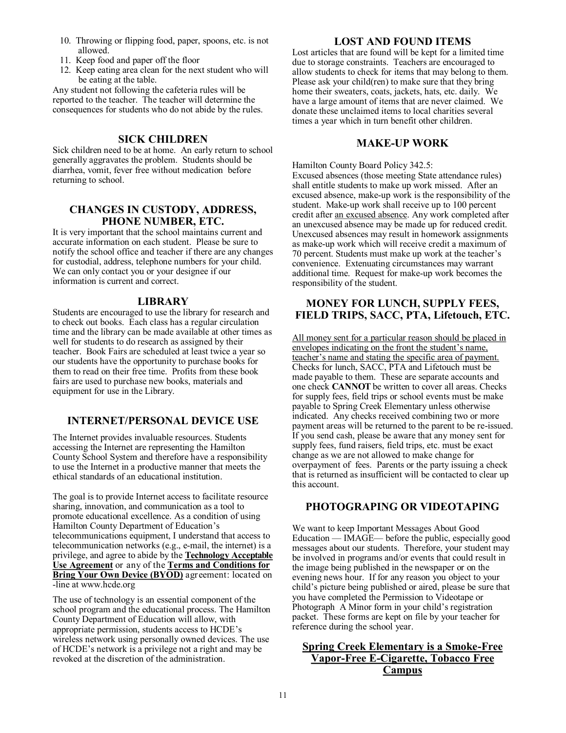10. Throwing or flipping food, paper, spoons, etc. is not allowed.
11. Keep food and paper off the floor
12. Keep eating area clean for the next student who will be eating at the table.

Any student not following the cafeteria rules will be reported to the teacher. The teacher will determine the consequences for students who do not abide by the rules.

## SICK CHILDREN

Sick children need to be at home. An early return to school generally aggravates the problem. Students should be diarrhea, vomit, fever free without medication before returning to school.

## CHANGES IN CUSTODY, ADDRESS, PHONE NUMBER, ETC.

It is very important that the school maintains current and accurate information on each student. Please be sure to notify the school office and teacher if there are any changes for custodial, address, telephone numbers for your child. We can only contact you or your designee if our information is current and correct.

## LIBRARY

Students are encouraged to use the library for research and to check out books. Each class has a regular circulation time and the library can be made available at other times as well for students to do research as assigned by their teacher. Book Fairs are scheduled at least twice a year so our students have the opportunity to purchase books for them to read on their free time. Profits from these book fairs are used to purchase new books, materials and equipment for use in the Library.

## INTERNET/PERSONAL DEVICE USE

The Internet provides invaluable resources. Students accessing the Internet are representing the Hamilton County School System and therefore have a responsibility to use the Internet in a productive manner that meets the ethical standards of an educational institution.

The goal is to provide Internet access to facilitate resource sharing, innovation, and communication as a tool to promote educational excellence. As a condition of using Hamilton County Department of Education's telecommunications equipment, I understand that access to telecommunication networks (e.g., e-mail, the internet) is a privilege, and agree to abide by the **Technology Acceptable Use Agreement** or any of the **Terms and Conditions for Bring Your Own Device (BYOD)** agreement: located on -line at www.hcde.org

The use of technology is an essential component of the school program and the educational process. The Hamilton County Department of Education will allow, with appropriate permission, students access to HCDE's wireless network using personally owned devices. The use of HCDE's network is a privilege not a right and may be revoked at the discretion of the administration.

## LOST AND FOUND ITEMS

Lost articles that are found will be kept for a limited time due to storage constraints. Teachers are encouraged to allow students to check for items that may belong to them. Please ask your child(ren) to make sure that they bring home their sweaters, coats, jackets, hats, etc. daily. We have a large amount of items that are never claimed. We donate these unclaimed items to local charities several times a year which in turn benefit other children.

## MAKE-UP WORK

Hamilton County Board Policy 342.5:
Excused absences (those meeting State attendance rules) shall entitle students to make up work missed. After an excused absence, make-up work is the responsibility of the student. Make-up work shall receive up to 100 percent credit after an excused absence. Any work completed after an unexcused absence may be made up for reduced credit. Unexcused absences may result in homework assignments as make-up work which will receive credit a maximum of 70 percent. Students must make up work at the teacher's convenience. Extenuating circumstances may warrant additional time. Request for make-up work becomes the responsibility of the student.

## MONEY FOR LUNCH, SUPPLY FEES, FIELD TRIPS, SACC, PTA, Lifetouch, ETC.

All money sent for a particular reason should be placed in envelopes indicating on the front the student's name, teacher's name and stating the specific area of payment. Checks for lunch, SACC, PTA and Lifetouch must be made payable to them. These are separate accounts and one check **CANNOT** be written to cover all areas. Checks for supply fees, field trips or school events must be make payable to Spring Creek Elementary unless otherwise indicated. Any checks received combining two or more payment areas will be returned to the parent to be re-issued. If you send cash, please be aware that any money sent for supply fees, fund raisers, field trips, etc. must be exact change as we are not allowed to make change for overpayment of fees. Parents or the party issuing a check that is returned as insufficient will be contacted to clear up this account.

## PHOTOGRAPING OR VIDEOTAPING

We want to keep Important Messages About Good Education — IMAGE— before the public, especially good messages about our students. Therefore, your student may be involved in programs and/or events that could result in the image being published in the newspaper or on the evening news hour. If for any reason you object to your child's picture being published or aired, please be sure that you have completed the Permission to Videotape or Photograph A Minor form in your child's registration packet. These forms are kept on file by your teacher for reference during the school year.

## Spring Creek Elementary is a Smoke-Free Vapor-Free E-Cigarette, Tobacco Free Campus